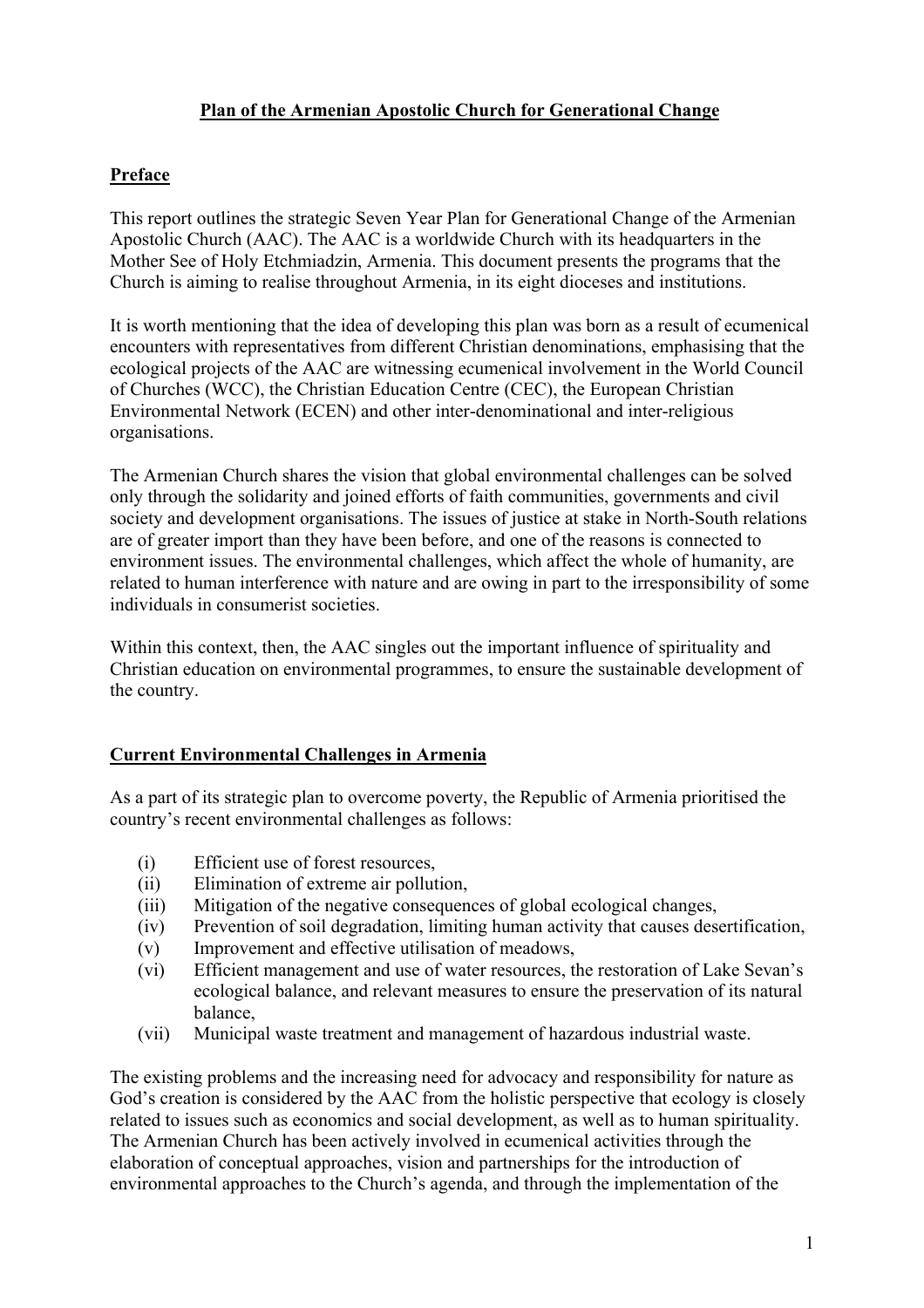# Plan of the Armenian Apostolic Church for Generational Change

## Preface

This report outlines the strategic Seven Year Plan for Generational Change of the Armenian Apostolic Church (AAC). The AAC is a worldwide Church with its headquarters in the Mother See of Holy Etchmiadzin, Armenia. This document presents the programs that the Church is aiming to realise throughout Armenia, in its eight dioceses and institutions.

It is worth mentioning that the idea of developing this plan was born as a result of ecumenical encounters with representatives from different Christian denominations, emphasising that the ecological projects of the AAC are witnessing ecumenical involvement in the World Council of Churches (WCC), the Christian Education Centre (CEC), the European Christian Environmental Network (ECEN) and other inter-denominational and inter-religious organisations.

The Armenian Church shares the vision that global environmental challenges can be solved only through the solidarity and joined efforts of faith communities, governments and civil society and development organisations. The issues of justice at stake in North-South relations are of greater import than they have been before, and one of the reasons is connected to environment issues. The environmental challenges, which affect the whole of humanity, are related to human interference with nature and are owing in part to the irresponsibility of some individuals in consumerist societies.

Within this context, then, the AAC singles out the important influence of spirituality and Christian education on environmental programmes, to ensure the sustainable development of the country.

## Current Environmental Challenges in Armenia

As a part of its strategic plan to overcome poverty, the Republic of Armenia prioritised the country's recent environmental challenges as follows:

(i) Efficient use of forest resources,
(ii) Elimination of extreme air pollution,
(iii) Mitigation of the negative consequences of global ecological changes,
(iv) Prevention of soil degradation, limiting human activity that causes desertification,
(v) Improvement and effective utilisation of meadows,
(vi) Efficient management and use of water resources, the restoration of Lake Sevan's ecological balance, and relevant measures to ensure the preservation of its natural balance,
(vii) Municipal waste treatment and management of hazardous industrial waste.

The existing problems and the increasing need for advocacy and responsibility for nature as God's creation is considered by the AAC from the holistic perspective that ecology is closely related to issues such as economics and social development, as well as to human spirituality. The Armenian Church has been actively involved in ecumenical activities through the elaboration of conceptual approaches, vision and partnerships for the introduction of environmental approaches to the Church's agenda, and through the implementation of the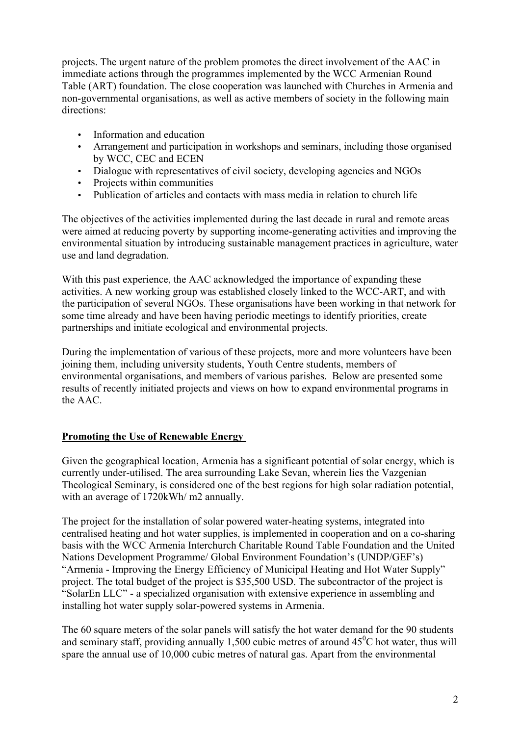projects. The urgent nature of the problem promotes the direct involvement of the AAC in immediate actions through the programmes implemented by the WCC Armenian Round Table (ART) foundation. The close cooperation was launched with Churches in Armenia and non-governmental organisations, as well as active members of society in the following main directions:

- Information and education
- Arrangement and participation in workshops and seminars, including those organised by WCC, CEC and ECEN
- Dialogue with representatives of civil society, developing agencies and NGOs
- Projects within communities
- Publication of articles and contacts with mass media in relation to church life

The objectives of the activities implemented during the last decade in rural and remote areas were aimed at reducing poverty by supporting income-generating activities and improving the environmental situation by introducing sustainable management practices in agriculture, water use and land degradation.

With this past experience, the AAC acknowledged the importance of expanding these activities. A new working group was established closely linked to the WCC-ART, and with the participation of several NGOs. These organisations have been working in that network for some time already and have been having periodic meetings to identify priorities, create partnerships and initiate ecological and environmental projects.

During the implementation of various of these projects, more and more volunteers have been joining them, including university students, Youth Centre students, members of environmental organisations, and members of various parishes. Below are presented some results of recently initiated projects and views on how to expand environmental programs in the AAC.

## Promoting the Use of Renewable Energy

Given the geographical location, Armenia has a significant potential of solar energy, which is currently under-utilised. The area surrounding Lake Sevan, wherein lies the Vazgenian Theological Seminary, is considered one of the best regions for high solar radiation potential, with an average of 1720kWh/ m2 annually.

The project for the installation of solar powered water-heating systems, integrated into centralised heating and hot water supplies, is implemented in cooperation and on a co-sharing basis with the WCC Armenia Interchurch Charitable Round Table Foundation and the United Nations Development Programme/ Global Environment Foundation's (UNDP/GEF's) "Armenia - Improving the Energy Efficiency of Municipal Heating and Hot Water Supply" project. The total budget of the project is $35,500 USD. The subcontractor of the project is "SolarEn LLC" - a specialized organisation with extensive experience in assembling and installing hot water supply solar-powered systems in Armenia.

The 60 square meters of the solar panels will satisfy the hot water demand for the 90 students and seminary staff, providing annually 1,500 cubic metres of around $45^0$C hot water, thus will spare the annual use of 10,000 cubic metres of natural gas. Apart from the environmental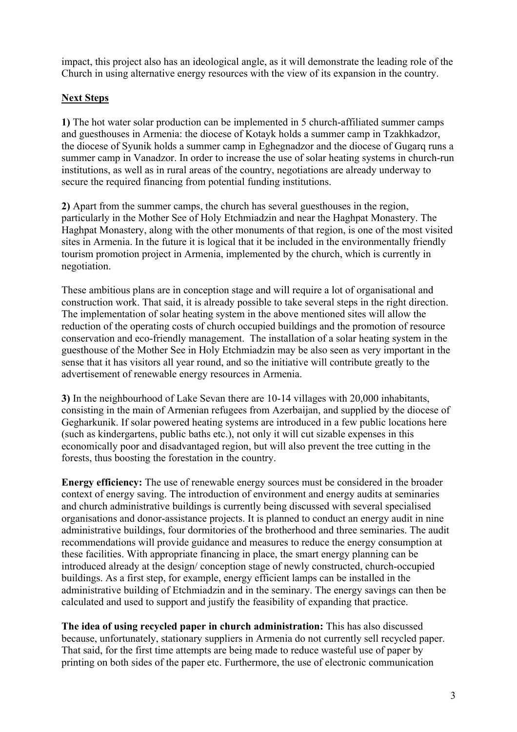impact, this project also has an ideological angle, as it will demonstrate the leading role of the Church in using alternative energy resources with the view of its expansion in the country.

## Next Steps

**1)** The hot water solar production can be implemented in 5 church-affiliated summer camps and guesthouses in Armenia: the diocese of Kotayk holds a summer camp in Tzakhkadzor, the diocese of Syunik holds a summer camp in Eghegnadzor and the diocese of Gugarq runs a summer camp in Vanadzor. In order to increase the use of solar heating systems in church-run institutions, as well as in rural areas of the country, negotiations are already underway to secure the required financing from potential funding institutions.

**2)** Apart from the summer camps, the church has several guesthouses in the region, particularly in the Mother See of Holy Etchmiadzin and near the Haghpat Monastery. The Haghpat Monastery, along with the other monuments of that region, is one of the most visited sites in Armenia. In the future it is logical that it be included in the environmentally friendly tourism promotion project in Armenia, implemented by the church, which is currently in negotiation.

These ambitious plans are in conception stage and will require a lot of organisational and construction work. That said, it is already possible to take several steps in the right direction. The implementation of solar heating system in the above mentioned sites will allow the reduction of the operating costs of church occupied buildings and the promotion of resource conservation and eco-friendly management. The installation of a solar heating system in the guesthouse of the Mother See in Holy Etchmiadzin may be also seen as very important in the sense that it has visitors all year round, and so the initiative will contribute greatly to the advertisement of renewable energy resources in Armenia.

**3)** In the neighbourhood of Lake Sevan there are 10-14 villages with 20,000 inhabitants, consisting in the main of Armenian refugees from Azerbaijan, and supplied by the diocese of Gegharkunik. If solar powered heating systems are introduced in a few public locations here (such as kindergartens, public baths etc.), not only it will cut sizable expenses in this economically poor and disadvantaged region, but will also prevent the tree cutting in the forests, thus boosting the forestation in the country.

**Energy efficiency:** The use of renewable energy sources must be considered in the broader context of energy saving. The introduction of environment and energy audits at seminaries and church administrative buildings is currently being discussed with several specialised organisations and donor-assistance projects. It is planned to conduct an energy audit in nine administrative buildings, four dormitories of the brotherhood and three seminaries. The audit recommendations will provide guidance and measures to reduce the energy consumption at these facilities. With appropriate financing in place, the smart energy planning can be introduced already at the design/ conception stage of newly constructed, church-occupied buildings. As a first step, for example, energy efficient lamps can be installed in the administrative building of Etchmiadzin and in the seminary. The energy savings can then be calculated and used to support and justify the feasibility of expanding that practice.

**The idea of using recycled paper in church administration:** This has also discussed because, unfortunately, stationary suppliers in Armenia do not currently sell recycled paper. That said, for the first time attempts are being made to reduce wasteful use of paper by printing on both sides of the paper etc. Furthermore, the use of electronic communication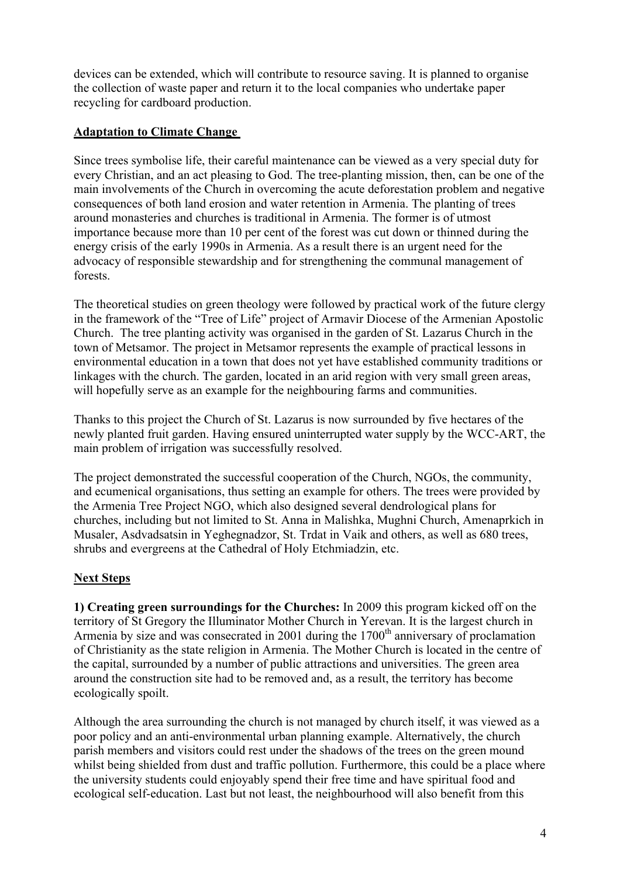devices can be extended, which will contribute to resource saving. It is planned to organise the collection of waste paper and return it to the local companies who undertake paper recycling for cardboard production.

## Adaptation to Climate Change

Since trees symbolise life, their careful maintenance can be viewed as a very special duty for every Christian, and an act pleasing to God. The tree-planting mission, then, can be one of the main involvements of the Church in overcoming the acute deforestation problem and negative consequences of both land erosion and water retention in Armenia. The planting of trees around monasteries and churches is traditional in Armenia. The former is of utmost importance because more than 10 per cent of the forest was cut down or thinned during the energy crisis of the early 1990s in Armenia. As a result there is an urgent need for the advocacy of responsible stewardship and for strengthening the communal management of forests.

The theoretical studies on green theology were followed by practical work of the future clergy in the framework of the "Tree of Life" project of Armavir Diocese of the Armenian Apostolic Church. The tree planting activity was organised in the garden of St. Lazarus Church in the town of Metsamor. The project in Metsamor represents the example of practical lessons in environmental education in a town that does not yet have established community traditions or linkages with the church. The garden, located in an arid region with very small green areas, will hopefully serve as an example for the neighbouring farms and communities.

Thanks to this project the Church of St. Lazarus is now surrounded by five hectares of the newly planted fruit garden. Having ensured uninterrupted water supply by the WCC-ART, the main problem of irrigation was successfully resolved.

The project demonstrated the successful cooperation of the Church, NGOs, the community, and ecumenical organisations, thus setting an example for others. The trees were provided by the Armenia Tree Project NGO, which also designed several dendrological plans for churches, including but not limited to St. Anna in Malishka, Mughni Church, Amenaprkich in Musaler, Asdvadsatsin in Yeghegnadzor, St. Trdat in Vaik and others, as well as 680 trees, shrubs and evergreens at the Cathedral of Holy Etchmiadzin, etc.

## Next Steps

**1) Creating green surroundings for the Churches:** In 2009 this program kicked off on the territory of St Gregory the Illuminator Mother Church in Yerevan. It is the largest church in Armenia by size and was consecrated in 2001 during the 1700th anniversary of proclamation of Christianity as the state religion in Armenia. The Mother Church is located in the centre of the capital, surrounded by a number of public attractions and universities. The green area around the construction site had to be removed and, as a result, the territory has become ecologically spoilt.

Although the area surrounding the church is not managed by church itself, it was viewed as a poor policy and an anti-environmental urban planning example. Alternatively, the church parish members and visitors could rest under the shadows of the trees on the green mound whilst being shielded from dust and traffic pollution. Furthermore, this could be a place where the university students could enjoyably spend their free time and have spiritual food and ecological self-education. Last but not least, the neighbourhood will also benefit from this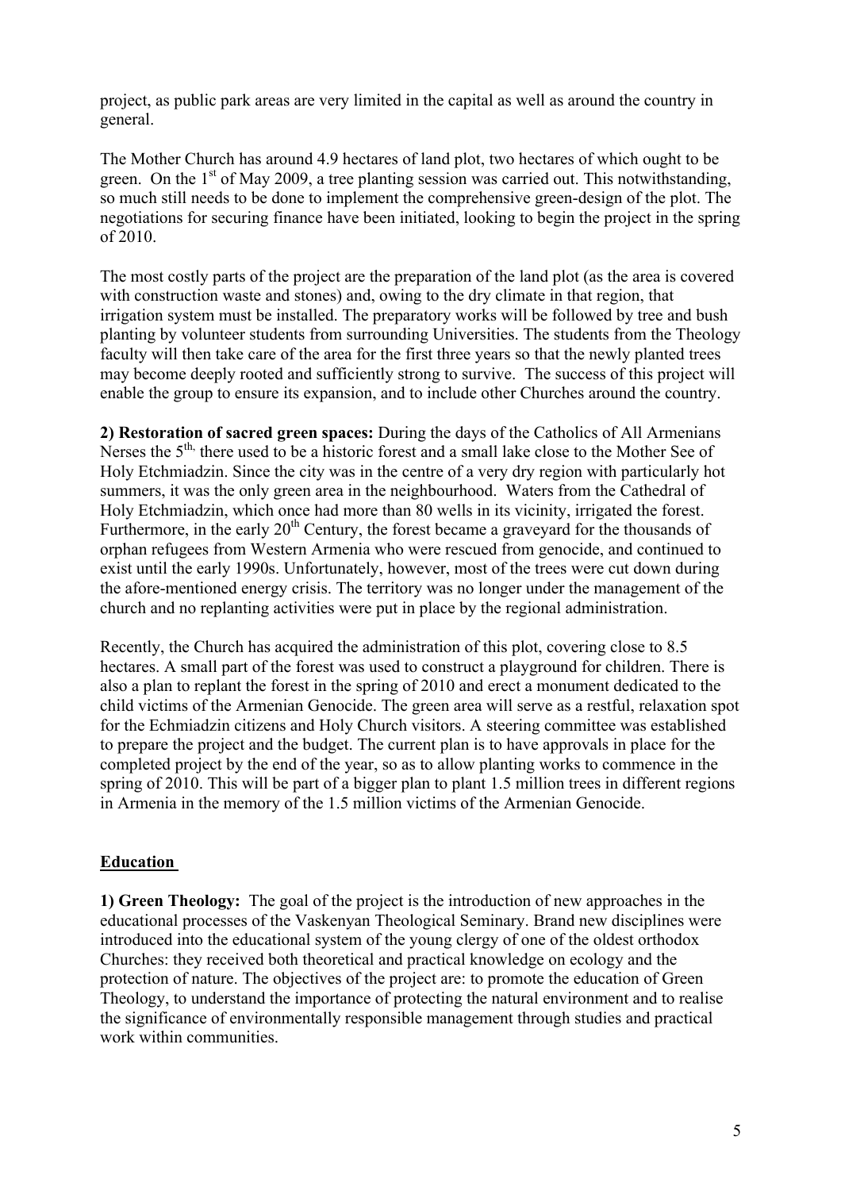project, as public park areas are very limited in the capital as well as around the country in general.

The Mother Church has around 4.9 hectares of land plot, two hectares of which ought to be green. On the 1st of May 2009, a tree planting session was carried out. This notwithstanding, so much still needs to be done to implement the comprehensive green-design of the plot. The negotiations for securing finance have been initiated, looking to begin the project in the spring of 2010.

The most costly parts of the project are the preparation of the land plot (as the area is covered with construction waste and stones) and, owing to the dry climate in that region, that irrigation system must be installed. The preparatory works will be followed by tree and bush planting by volunteer students from surrounding Universities. The students from the Theology faculty will then take care of the area for the first three years so that the newly planted trees may become deeply rooted and sufficiently strong to survive. The success of this project will enable the group to ensure its expansion, and to include other Churches around the country.

**2) Restoration of sacred green spaces:** During the days of the Catholics of All Armenians Nerses the 5th, there used to be a historic forest and a small lake close to the Mother See of Holy Etchmiadzin. Since the city was in the centre of a very dry region with particularly hot summers, it was the only green area in the neighbourhood. Waters from the Cathedral of Holy Etchmiadzin, which once had more than 80 wells in its vicinity, irrigated the forest. Furthermore, in the early 20th Century, the forest became a graveyard for the thousands of orphan refugees from Western Armenia who were rescued from genocide, and continued to exist until the early 1990s. Unfortunately, however, most of the trees were cut down during the afore-mentioned energy crisis. The territory was no longer under the management of the church and no replanting activities were put in place by the regional administration.

Recently, the Church has acquired the administration of this plot, covering close to 8.5 hectares. A small part of the forest was used to construct a playground for children. There is also a plan to replant the forest in the spring of 2010 and erect a monument dedicated to the child victims of the Armenian Genocide. The green area will serve as a restful, relaxation spot for the Echmiadzin citizens and Holy Church visitors. A steering committee was established to prepare the project and the budget. The current plan is to have approvals in place for the completed project by the end of the year, so as to allow planting works to commence in the spring of 2010. This will be part of a bigger plan to plant 1.5 million trees in different regions in Armenia in the memory of the 1.5 million victims of the Armenian Genocide.

## Education

**1) Green Theology:** The goal of the project is the introduction of new approaches in the educational processes of the Vaskenyan Theological Seminary. Brand new disciplines were introduced into the educational system of the young clergy of one of the oldest orthodox Churches: they received both theoretical and practical knowledge on ecology and the protection of nature. The objectives of the project are: to promote the education of Green Theology, to understand the importance of protecting the natural environment and to realise the significance of environmentally responsible management through studies and practical work within communities.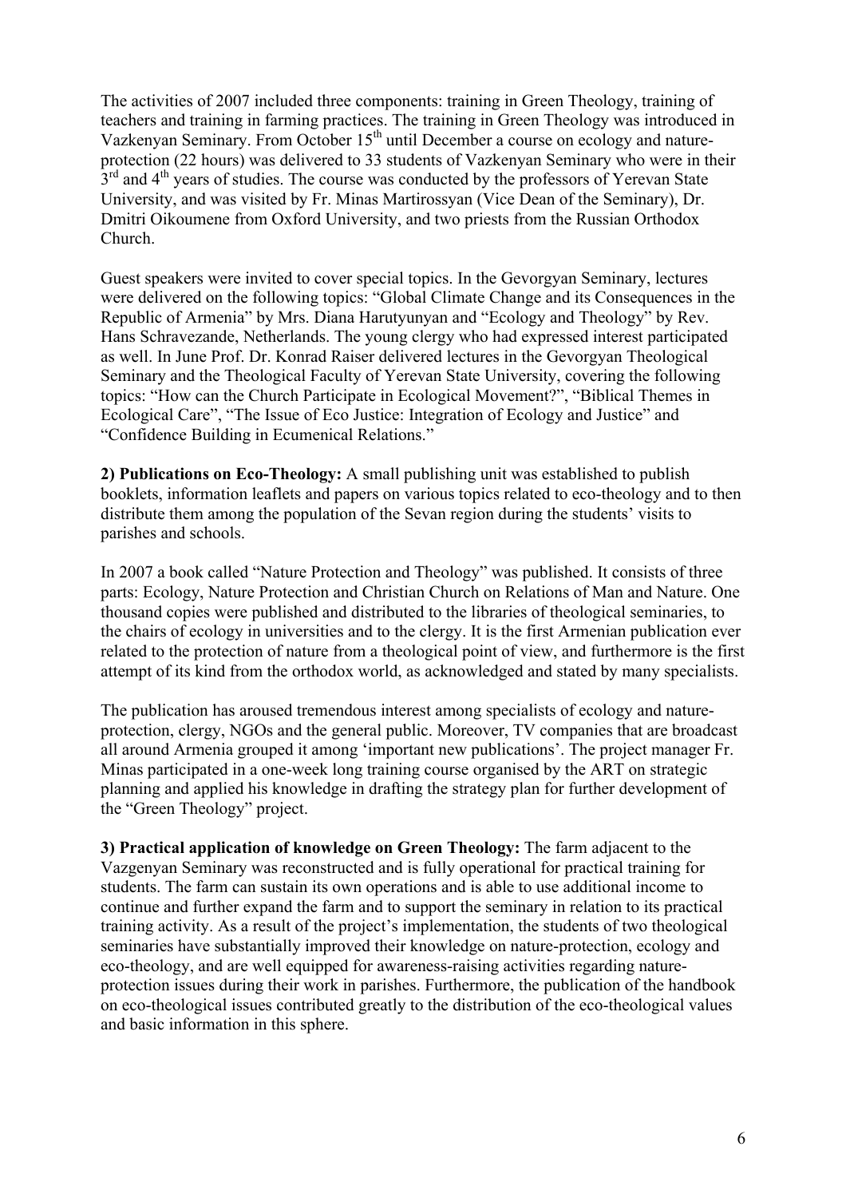The activities of 2007 included three components: training in Green Theology, training of teachers and training in farming practices. The training in Green Theology was introduced in Vazkenyan Seminary. From October 15th until December a course on ecology and nature-protection (22 hours) was delivered to 33 students of Vazkenyan Seminary who were in their 3rd and 4th years of studies. The course was conducted by the professors of Yerevan State University, and was visited by Fr. Minas Martirossyan (Vice Dean of the Seminary), Dr. Dmitri Oikoumene from Oxford University, and two priests from the Russian Orthodox Church.

Guest speakers were invited to cover special topics. In the Gevorgyan Seminary, lectures were delivered on the following topics: "Global Climate Change and its Consequences in the Republic of Armenia" by Mrs. Diana Harutyunyan and "Ecology and Theology" by Rev. Hans Schravezande, Netherlands. The young clergy who had expressed interest participated as well. In June Prof. Dr. Konrad Raiser delivered lectures in the Gevorgyan Theological Seminary and the Theological Faculty of Yerevan State University, covering the following topics: "How can the Church Participate in Ecological Movement?", "Biblical Themes in Ecological Care", "The Issue of Eco Justice: Integration of Ecology and Justice" and "Confidence Building in Ecumenical Relations."

**2) Publications on Eco-Theology:** A small publishing unit was established to publish booklets, information leaflets and papers on various topics related to eco-theology and to then distribute them among the population of the Sevan region during the students' visits to parishes and schools.

In 2007 a book called "Nature Protection and Theology" was published. It consists of three parts: Ecology, Nature Protection and Christian Church on Relations of Man and Nature. One thousand copies were published and distributed to the libraries of theological seminaries, to the chairs of ecology in universities and to the clergy. It is the first Armenian publication ever related to the protection of nature from a theological point of view, and furthermore is the first attempt of its kind from the orthodox world, as acknowledged and stated by many specialists.

The publication has aroused tremendous interest among specialists of ecology and nature-protection, clergy, NGOs and the general public. Moreover, TV companies that are broadcast all around Armenia grouped it among 'important new publications'. The project manager Fr. Minas participated in a one-week long training course organised by the ART on strategic planning and applied his knowledge in drafting the strategy plan for further development of the "Green Theology" project.

**3) Practical application of knowledge on Green Theology:** The farm adjacent to the Vazgenyan Seminary was reconstructed and is fully operational for practical training for students. The farm can sustain its own operations and is able to use additional income to continue and further expand the farm and to support the seminary in relation to its practical training activity. As a result of the project's implementation, the students of two theological seminaries have substantially improved their knowledge on nature-protection, ecology and eco-theology, and are well equipped for awareness-raising activities regarding nature-protection issues during their work in parishes. Furthermore, the publication of the handbook on eco-theological issues contributed greatly to the distribution of the eco-theological values and basic information in this sphere.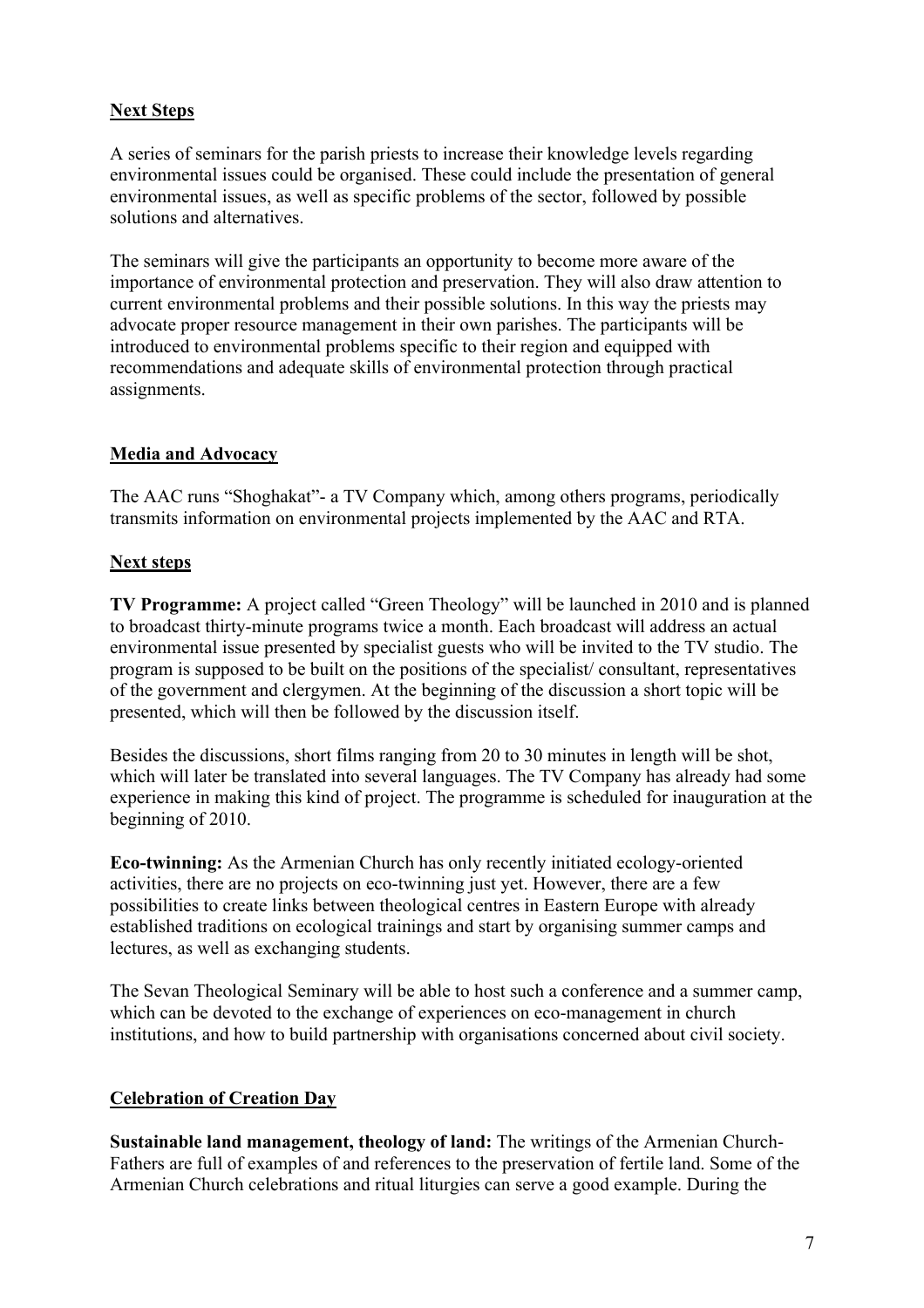## Next Steps

A series of seminars for the parish priests to increase their knowledge levels regarding environmental issues could be organised. These could include the presentation of general environmental issues, as well as specific problems of the sector, followed by possible solutions and alternatives.

The seminars will give the participants an opportunity to become more aware of the importance of environmental protection and preservation. They will also draw attention to current environmental problems and their possible solutions. In this way the priests may advocate proper resource management in their own parishes. The participants will be introduced to environmental problems specific to their region and equipped with recommendations and adequate skills of environmental protection through practical assignments.

## Media and Advocacy

The AAC runs "Shoghakat"- a TV Company which, among others programs, periodically transmits information on environmental projects implemented by the AAC and RTA.

## Next steps

**TV Programme:** A project called "Green Theology" will be launched in 2010 and is planned to broadcast thirty-minute programs twice a month. Each broadcast will address an actual environmental issue presented by specialist guests who will be invited to the TV studio. The program is supposed to be built on the positions of the specialist/ consultant, representatives of the government and clergymen. At the beginning of the discussion a short topic will be presented, which will then be followed by the discussion itself.

Besides the discussions, short films ranging from 20 to 30 minutes in length will be shot, which will later be translated into several languages. The TV Company has already had some experience in making this kind of project. The programme is scheduled for inauguration at the beginning of 2010.

**Eco-twinning:** As the Armenian Church has only recently initiated ecology-oriented activities, there are no projects on eco-twinning just yet. However, there are a few possibilities to create links between theological centres in Eastern Europe with already established traditions on ecological trainings and start by organising summer camps and lectures, as well as exchanging students.

The Sevan Theological Seminary will be able to host such a conference and a summer camp, which can be devoted to the exchange of experiences on eco-management in church institutions, and how to build partnership with organisations concerned about civil society.

## Celebration of Creation Day

**Sustainable land management, theology of land:** The writings of the Armenian Church-Fathers are full of examples of and references to the preservation of fertile land. Some of the Armenian Church celebrations and ritual liturgies can serve a good example. During the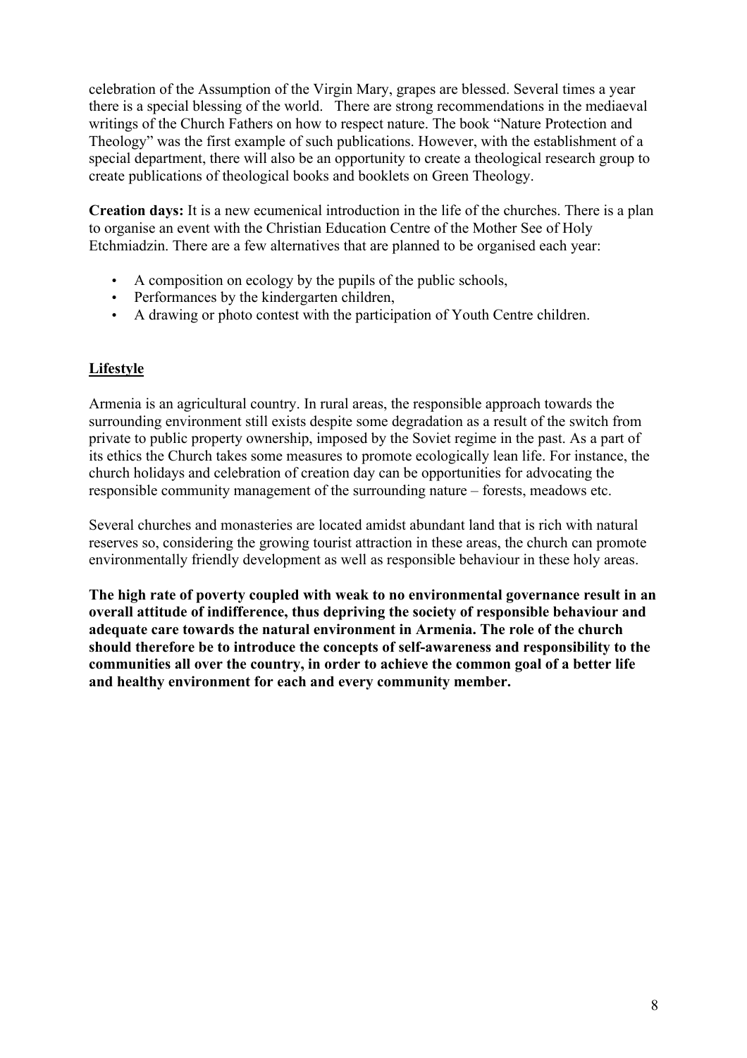celebration of the Assumption of the Virgin Mary, grapes are blessed. Several times a year there is a special blessing of the world. There are strong recommendations in the mediaeval writings of the Church Fathers on how to respect nature. The book "Nature Protection and Theology" was the first example of such publications. However, with the establishment of a special department, there will also be an opportunity to create a theological research group to create publications of theological books and booklets on Green Theology.

**Creation days:** It is a new ecumenical introduction in the life of the churches. There is a plan to organise an event with the Christian Education Centre of the Mother See of Holy Etchmiadzin. There are a few alternatives that are planned to be organised each year:

- A composition on ecology by the pupils of the public schools,
- Performances by the kindergarten children,
- A drawing or photo contest with the participation of Youth Centre children.

## Lifestyle

Armenia is an agricultural country. In rural areas, the responsible approach towards the surrounding environment still exists despite some degradation as a result of the switch from private to public property ownership, imposed by the Soviet regime in the past. As a part of its ethics the Church takes some measures to promote ecologically lean life. For instance, the church holidays and celebration of creation day can be opportunities for advocating the responsible community management of the surrounding nature – forests, meadows etc.

Several churches and monasteries are located amidst abundant land that is rich with natural reserves so, considering the growing tourist attraction in these areas, the church can promote environmentally friendly development as well as responsible behaviour in these holy areas.

**The high rate of poverty coupled with weak to no environmental governance result in an overall attitude of indifference, thus depriving the society of responsible behaviour and adequate care towards the natural environment in Armenia. The role of the church should therefore be to introduce the concepts of self-awareness and responsibility to the communities all over the country, in order to achieve the common goal of a better life and healthy environment for each and every community member.**